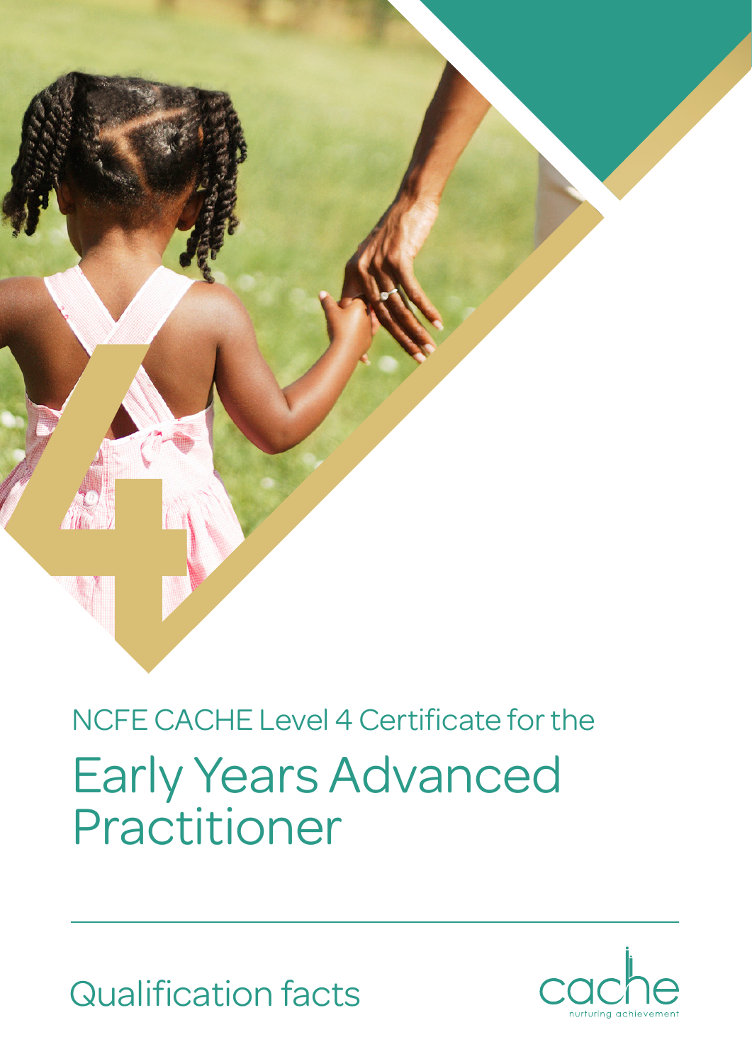NCFE CACHE Level 4 Certificate for the

# Early Years Advanced Practitioner

## Qualification facts

cache

nurturing achievement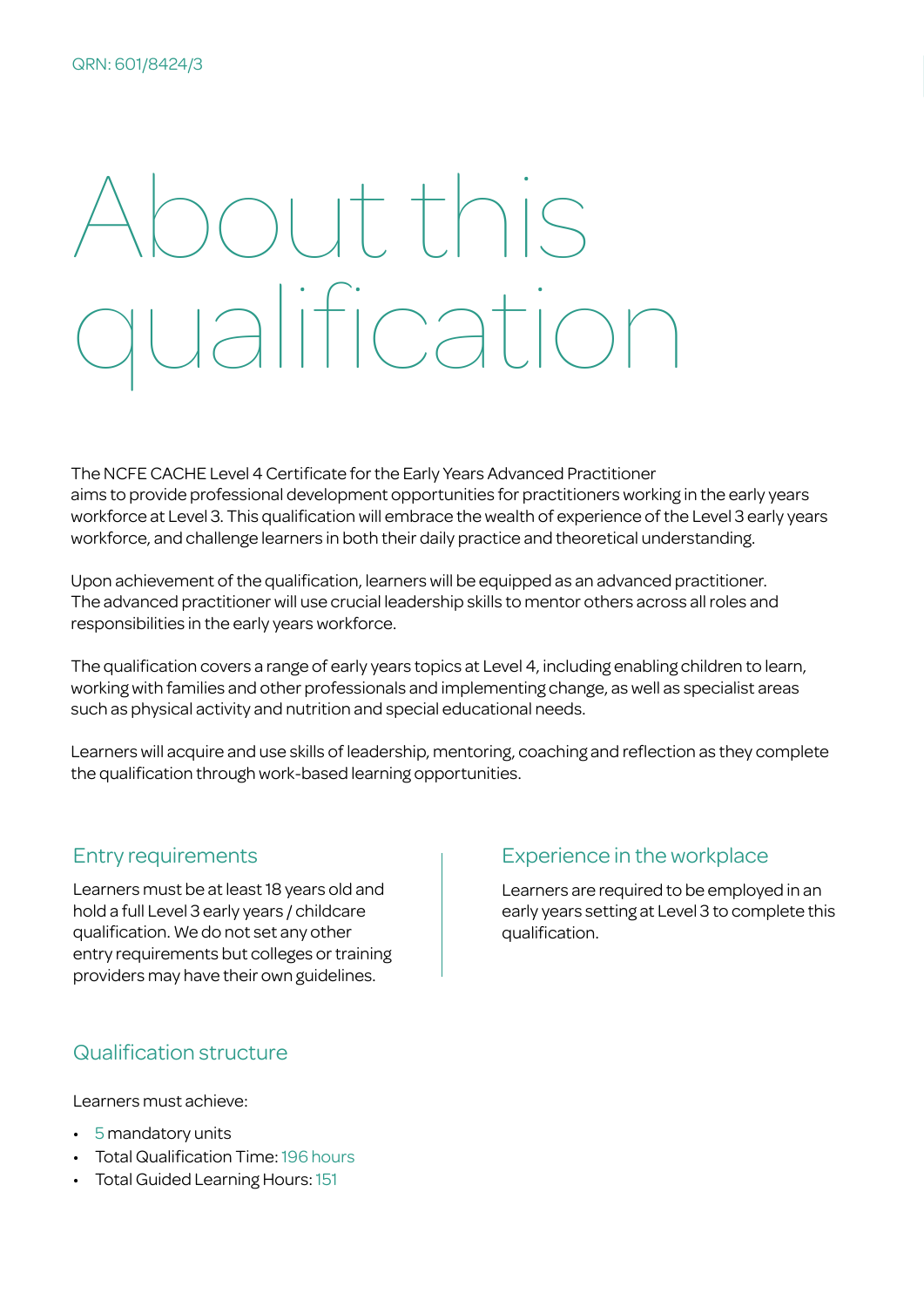QRN: 601/8424/3

# About this qualification

The NCFE CACHE Level 4 Certificate for the Early Years Advanced Practitioner aims to provide professional development opportunities for practitioners working in the early years workforce at Level 3. This qualification will embrace the wealth of experience of the Level 3 early years workforce, and challenge learners in both their daily practice and theoretical understanding.

Upon achievement of the qualification, learners will be equipped as an advanced practitioner. The advanced practitioner will use crucial leadership skills to mentor others across all roles and responsibilities in the early years workforce.

The qualification covers a range of early years topics at Level 4, including enabling children to learn, working with families and other professionals and implementing change, as well as specialist areas such as physical activity and nutrition and special educational needs.

Learners will acquire and use skills of leadership, mentoring, coaching and reflection as they complete the qualification through work-based learning opportunities.

## Entry requirements

Learners must be at least 18 years old and hold a full Level 3 early years / childcare qualification. We do not set any other entry requirements but colleges or training providers may have their own guidelines.

## Experience in the workplace

Learners are required to be employed in an early years setting at Level 3 to complete this qualification.

## Qualification structure

Learners must achieve:

- 5 mandatory units
- Total Qualification Time: 196 hours
- Total Guided Learning Hours: 151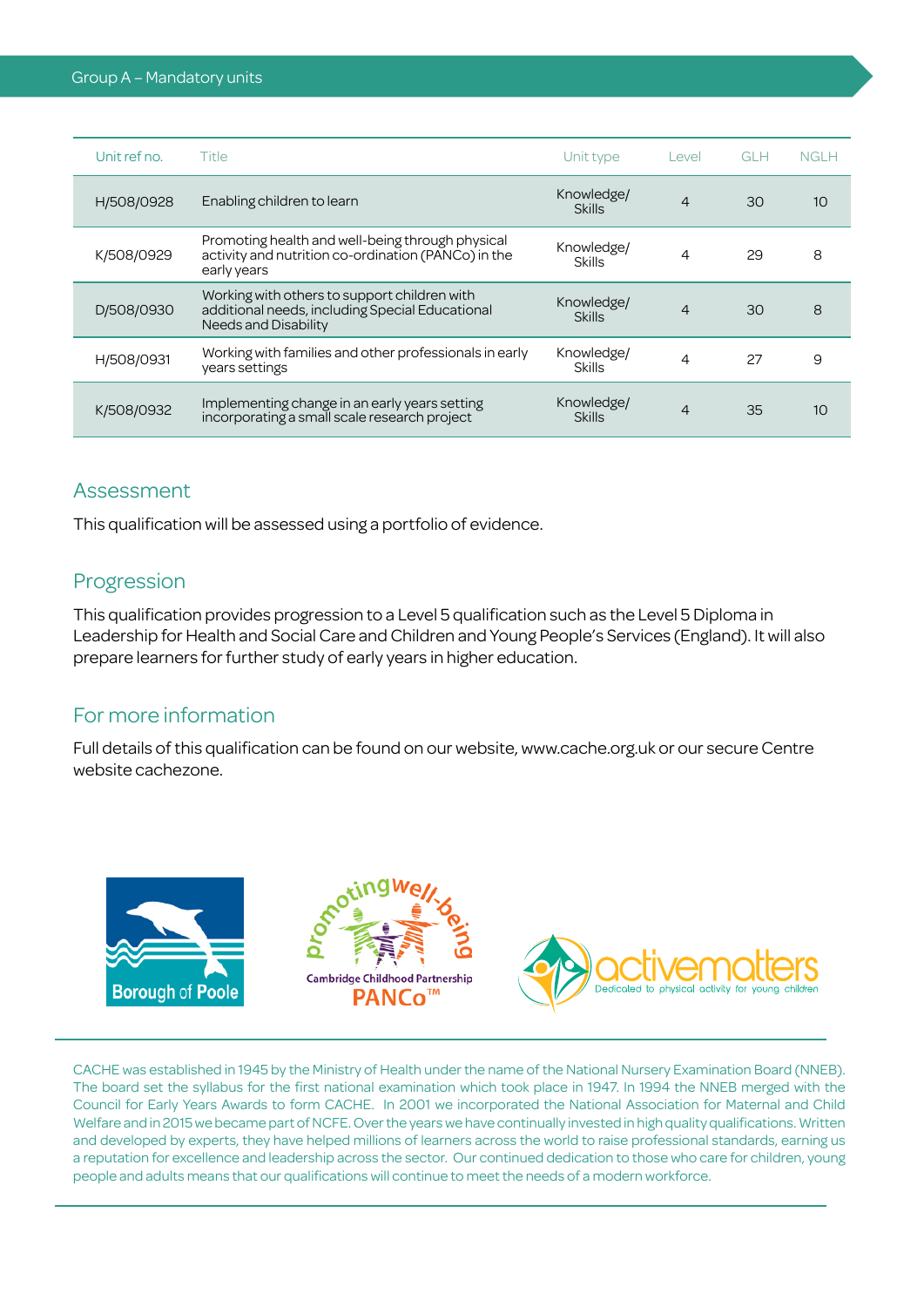## Group A – Mandatory units

| Unit ref no. | Title | Unit type | Level | GLH | NGLH |
|---|---|---|---|---|---|
| H/508/0928 | Enabling children to learn | Knowledge/ Skills | 4 | 30 | 10 |
| K/508/0929 | Promoting health and well-being through physical activity and nutrition co-ordination (PANCo) in the early years | Knowledge/ Skills | 4 | 29 | 8 |
| D/508/0930 | Working with others to support children with additional needs, including Special Educational Needs and Disability | Knowledge/ Skills | 4 | 30 | 8 |
| H/508/0931 | Working with families and other professionals in early years settings | Knowledge/ Skills | 4 | 27 | 9 |
| K/508/0932 | Implementing change in an early years setting incorporating a small scale research project | Knowledge/ Skills | 4 | 35 | 10 |

## Assessment

This qualification will be assessed using a portfolio of evidence.

## Progression

This qualification provides progression to a Level 5 qualification such as the Level 5 Diploma in Leadership for Health and Social Care and Children and Young People's Services (England). It will also prepare learners for further study of early years in higher education.

## For more information

Full details of this qualification can be found on our website, www.cache.org.uk or our secure Centre website cachezone.

Borough of Poole

promoting well-being Cambridge Childhood Partnership PANCo™

activematters Dedicated to physical activity for young children

CACHE was established in 1945 by the Ministry of Health under the name of the National Nursery Examination Board (NNEB). The board set the syllabus for the first national examination which took place in 1947. In 1994 the NNEB merged with the Council for Early Years Awards to form CACHE. In 2001 we incorporated the National Association for Maternal and Child Welfare and in 2015 we became part of NCFE. Over the years we have continually invested in high quality qualifications. Written and developed by experts, they have helped millions of learners across the world to raise professional standards, earning us a reputation for excellence and leadership across the sector. Our continued dedication to those who care for children, young people and adults means that our qualifications will continue to meet the needs of a modern workforce.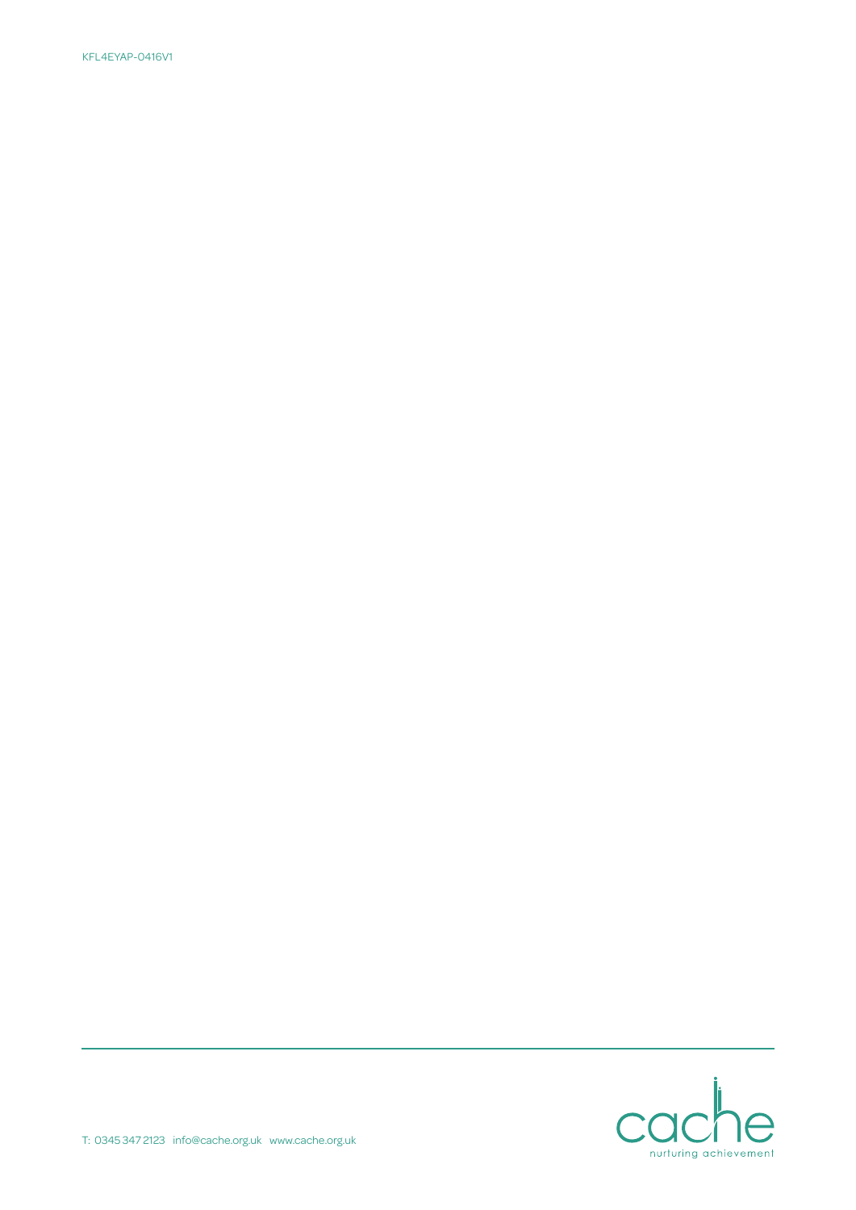KFL4EYAP-0416V1

T: 0345 347 2123 info@cache.org.uk www.cache.org.uk

cache
nurturing achievement